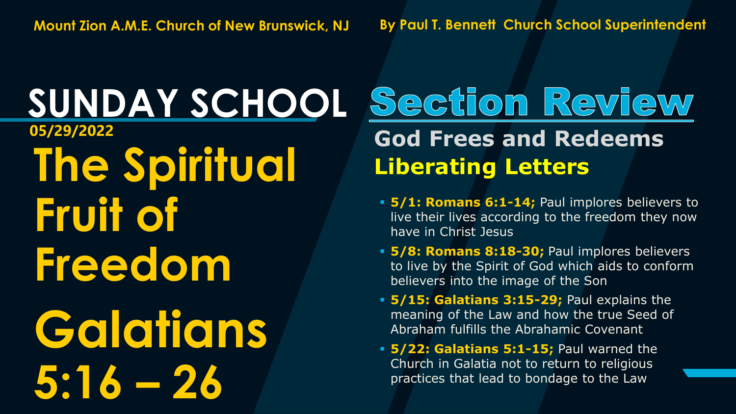Mount Zion A.M.E. Church of New Brunswick, NJ

By Paul T. Bennett Church School Superintendent

# SUNDAY SCHOOL

**05/29/2022**

# The Spiritual Fruit of Freedom

# Galatians 5:16 – 26

## Section Review

### God Frees and Redeems

### Liberating Letters

- **5/1: Romans 6:1-14;** Paul implores believers to live their lives according to the freedom they now have in Christ Jesus
- **5/8: Romans 8:18-30;** Paul implores believers to live by the Spirit of God which aids to conform believers into the image of the Son
- **5/15: Galatians 3:15-29;** Paul explains the meaning of the Law and how the true Seed of Abraham fulfills the Abrahamic Covenant
- **5/22: Galatians 5:1-15;** Paul warned the Church in Galatia not to return to religious practices that lead to bondage to the Law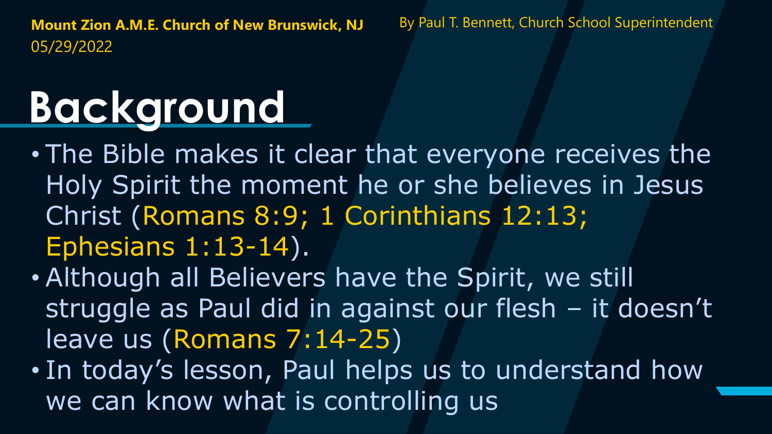**Mount Zion A.M.E. Church of New Brunswick, NJ**
05/29/2022

By Paul T. Bennett, Church School Superintendent

# Background

- The Bible makes it clear that everyone receives the Holy Spirit the moment he or she believes in Jesus Christ (Romans 8:9; 1 Corinthians 12:13; Ephesians 1:13-14).
- Although all Believers have the Spirit, we still struggle as Paul did in against our flesh – it doesn't leave us (Romans 7:14-25)
- In today's lesson, Paul helps us to understand how we can know what is controlling us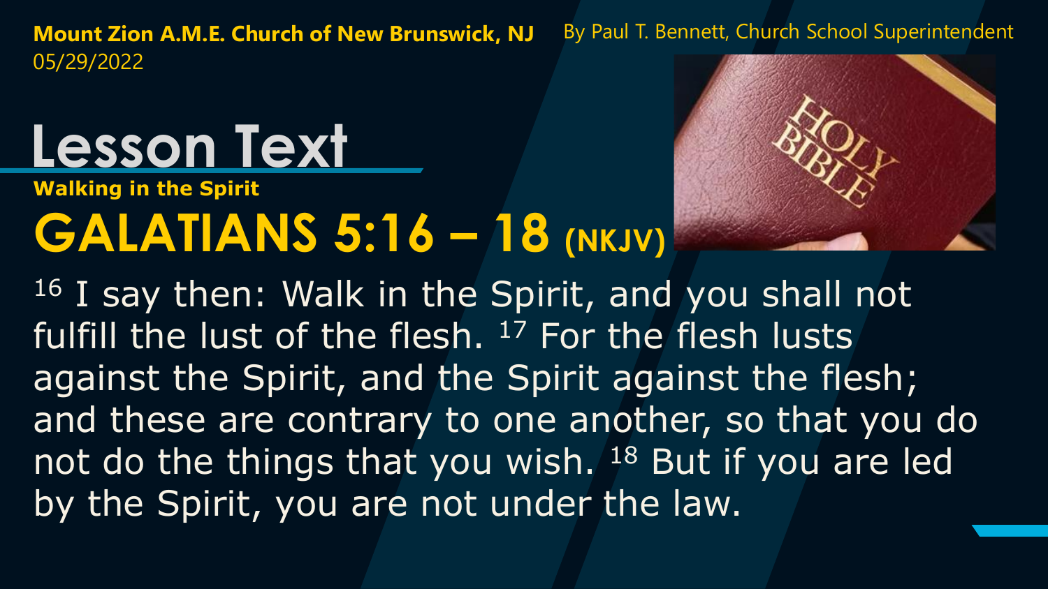**Mount Zion A.M.E. Church of New Brunswick, NJ**
05/29/2022

By Paul T. Bennett, Church School Superintendent

# Lesson Text

**Walking in the Spirit**

## GALATIANS 5:16 – 18 (NKJV)

16 I say then: Walk in the Spirit, and you shall not fulfill the lust of the flesh. 17 For the flesh lusts against the Spirit, and the Spirit against the flesh; and these are contrary to one another, so that you do not do the things that you wish. 18 But if you are led by the Spirit, you are not under the law.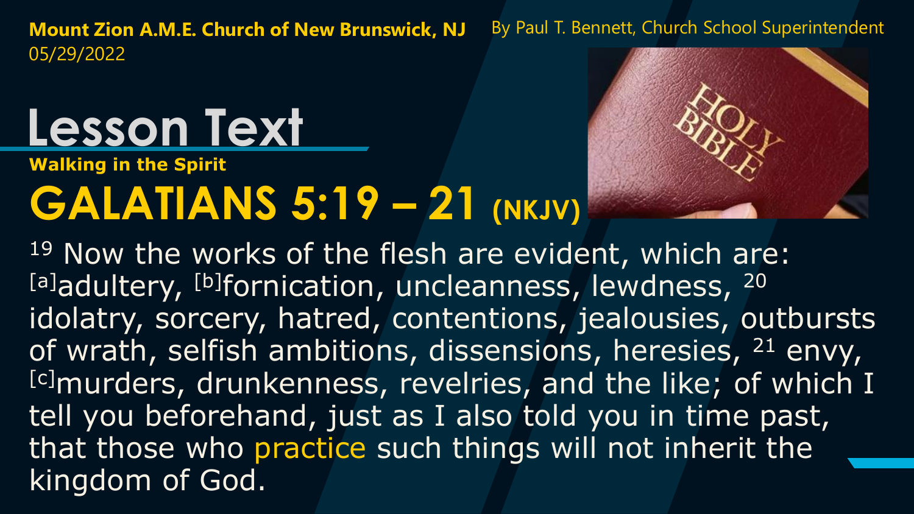**Mount Zion A.M.E. Church of New Brunswick, NJ** By Paul T. Bennett, Church School Superintendent
05/29/2022

# Lesson Text

**Walking in the Spirit**

## GALATIANS 5:19 – 21 (NKJV)

19 Now the works of the flesh are evident, which are: [a]adultery, [b]fornication, uncleanness, lewdness, 20 idolatry, sorcery, hatred, contentions, jealousies, outbursts of wrath, selfish ambitions, dissensions, heresies, 21 envy, [c]murders, drunkenness, revelries, and the like; of which I tell you beforehand, just as I also told you in time past, that those who practice such things will not inherit the kingdom of God.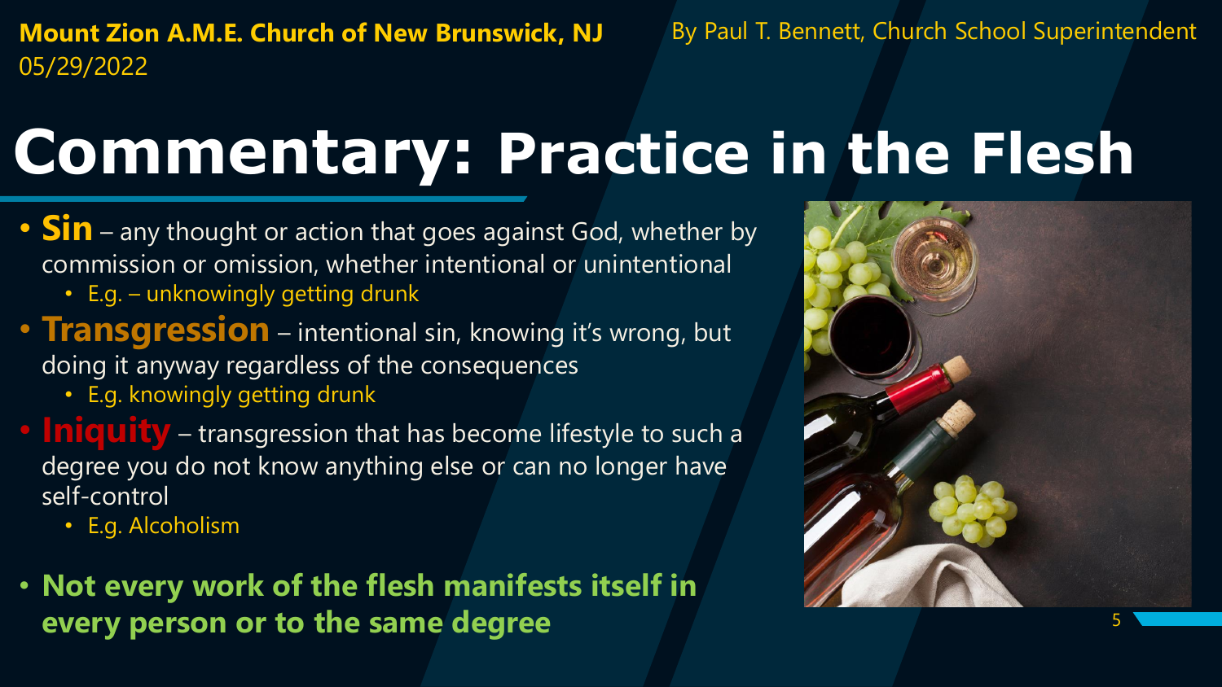**Mount Zion A.M.E. Church of New Brunswick, NJ**
05/29/2022

By Paul T. Bennett, Church School Superintendent

# Commentary: Practice in the Flesh

- **Sin** – any thought or action that goes against God, whether by commission or omission, whether intentional or unintentional
  - E.g. – unknowingly getting drunk
- **Transgression** – intentional sin, knowing it's wrong, but doing it anyway regardless of the consequences
  - E.g. knowingly getting drunk
- **Iniquity** – transgression that has become lifestyle to such a degree you do not know anything else or can no longer have self-control
  - E.g. Alcoholism
- **Not every work of the flesh manifests itself in every person or to the same degree**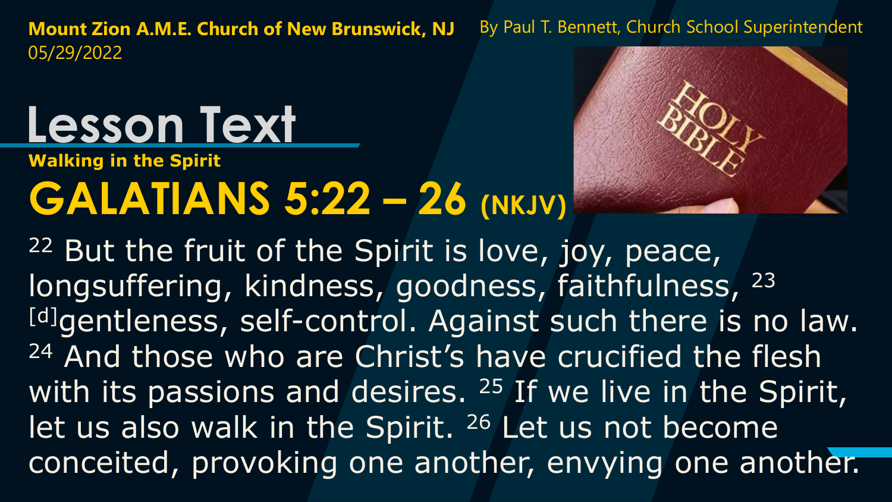**Mount Zion A.M.E. Church of New Brunswick, NJ**
05/29/2022

By Paul T. Bennett, Church School Superintendent

# Lesson Text

**Walking in the Spirit**

## GALATIANS 5:22 – 26 (NKJV)

22 But the fruit of the Spirit is love, joy, peace, longsuffering, kindness, goodness, faithfulness, 23 [d]gentleness, self-control. Against such there is no law. 24 And those who are Christ's have crucified the flesh with its passions and desires. 25 If we live in the Spirit, let us also walk in the Spirit. 26 Let us not become conceited, provoking one another, envying one another.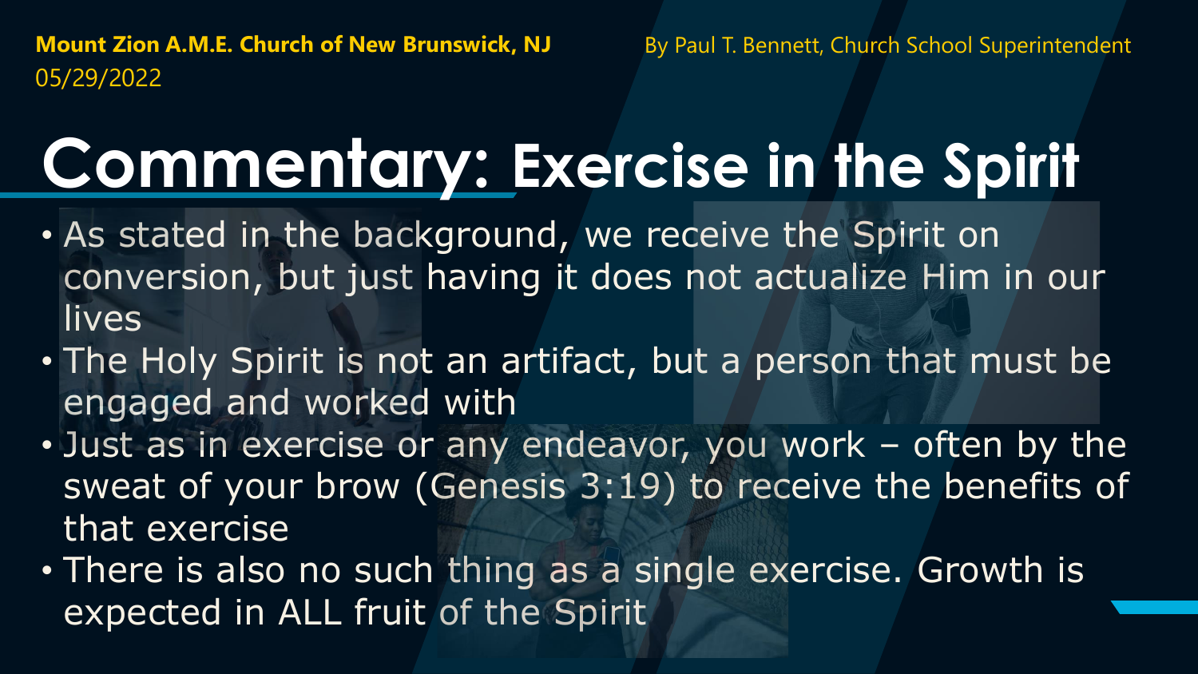**Mount Zion A.M.E. Church of New Brunswick, NJ**
05/29/2022

By Paul T. Bennett, Church School Superintendent

# Commentary: Exercise in the Spirit

- As stated in the background, we receive the Spirit on conversion, but just having it does not actualize Him in our lives
- The Holy Spirit is not an artifact, but a person that must be engaged and worked with
- Just as in exercise or any endeavor, you work – often by the sweat of your brow (Genesis 3:19) to receive the benefits of that exercise
- There is also no such thing as a single exercise. Growth is expected in ALL fruit of the Spirit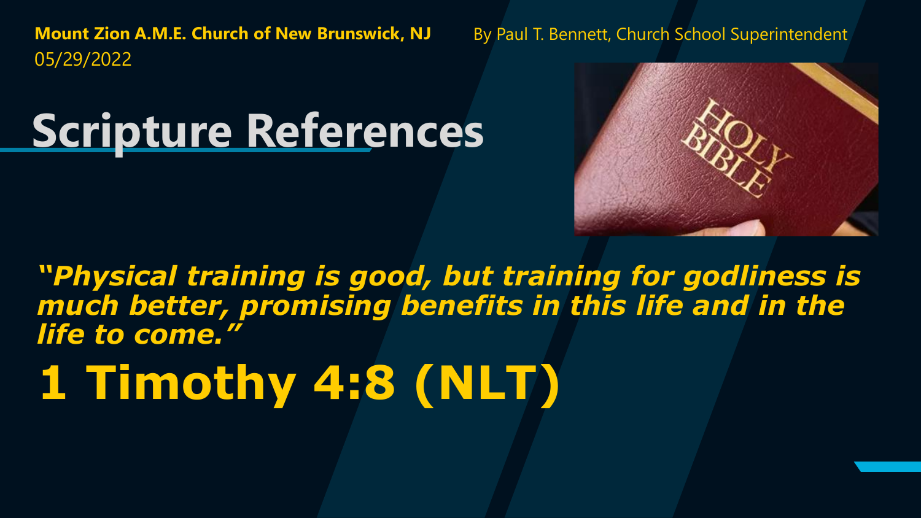**Mount Zion A.M.E. Church of New Brunswick, NJ** By Paul T. Bennett, Church School Superintendent
05/29/2022

# Scripture References

***"Physical training is good, but training for godliness is much better, promising benefits in this life and in the life to come."***

## 1 Timothy 4:8 (NLT)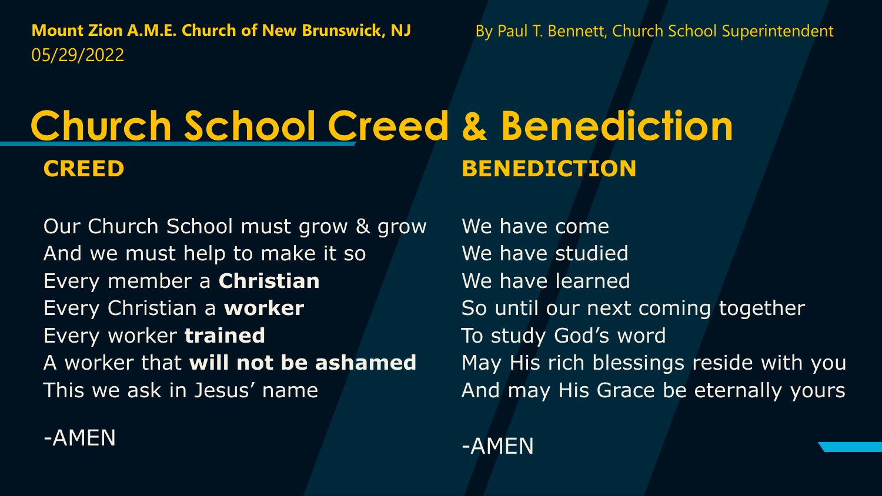**Mount Zion A.M.E. Church of New Brunswick, NJ**
05/29/2022

By Paul T. Bennett, Church School Superintendent

# Church School Creed & Benediction

## CREED

Our Church School must grow & grow
And we must help to make it so
Every member a **Christian**
Every Christian a **worker**
Every worker **trained**
A worker that **will not be ashamed**
This we ask in Jesus' name

-AMEN

## BENEDICTION

We have come
We have studied
We have learned
So until our next coming together
To study God's word
May His rich blessings reside with you
And may His Grace be eternally yours

-AMEN